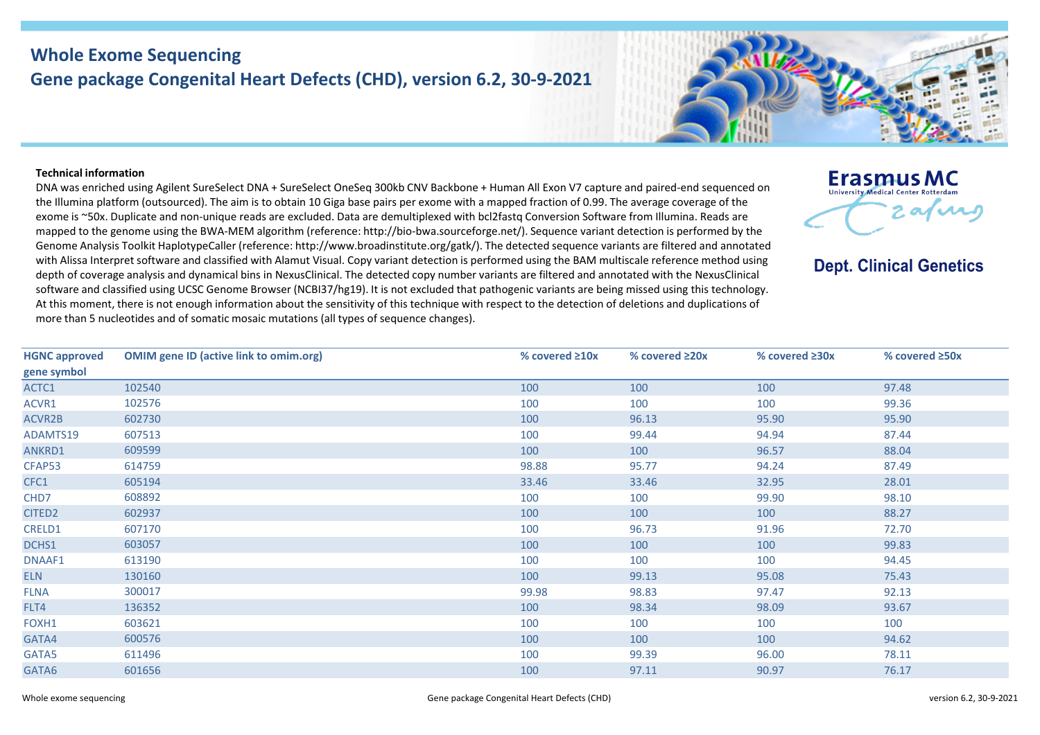# Whole Exome Sequencing

## Gene package Congenital Heart Defects (CHD), version 6.2, 30-9-2021

**Erasmus MC**
University Medical Center Rotterdam

**Dept. Clinical Genetics**

**Technical information**

DNA was enriched using Agilent SureSelect DNA + SureSelect OneSeq 300kb CNV Backbone + Human All Exon V7 capture and paired-end sequenced on the Illumina platform (outsourced). The aim is to obtain 10 Giga base pairs per exome with a mapped fraction of 0.99. The average coverage of the exome is ~50x. Duplicate and non-unique reads are excluded. Data are demultiplexed with bcl2fastq Conversion Software from Illumina. Reads are mapped to the genome using the BWA-MEM algorithm (reference: http://bio-bwa.sourceforge.net/). Sequence variant detection is performed by the Genome Analysis Toolkit HaplotypeCaller (reference: http://www.broadinstitute.org/gatk/). The detected sequence variants are filtered and annotated with Alissa Interpret software and classified with Alamut Visual. Copy variant detection is performed using the BAM multiscale reference method using depth of coverage analysis and dynamical bins in NexusClinical. The detected copy number variants are filtered and annotated with the NexusClinical software and classified using UCSC Genome Browser (NCBI37/hg19). It is not excluded that pathogenic variants are being missed using this technology. At this moment, there is not enough information about the sensitivity of this technique with respect to the detection of deletions and duplications of more than 5 nucleotides and of somatic mosaic mutations (all types of sequence changes).

| HGNC approved gene symbol | OMIM gene ID (active link to omim.org) | % covered ≥10x | % covered ≥20x | % covered ≥30x | % covered ≥50x |
|---|---|---|---|---|---|
| ACTC1 | 102540 | 100 | 100 | 100 | 97.48 |
| ACVR1 | 102576 | 100 | 100 | 100 | 99.36 |
| ACVR2B | 602730 | 100 | 96.13 | 95.90 | 95.90 |
| ADAMTS19 | 607513 | 100 | 99.44 | 94.94 | 87.44 |
| ANKRD1 | 609599 | 100 | 100 | 96.57 | 88.04 |
| CFAP53 | 614759 | 98.88 | 95.77 | 94.24 | 87.49 |
| CFC1 | 605194 | 33.46 | 33.46 | 32.95 | 28.01 |
| CHD7 | 608892 | 100 | 100 | 99.90 | 98.10 |
| CITED2 | 602937 | 100 | 100 | 100 | 88.27 |
| CRELD1 | 607170 | 100 | 96.73 | 91.96 | 72.70 |
| DCHS1 | 603057 | 100 | 100 | 100 | 99.83 |
| DNAAF1 | 613190 | 100 | 100 | 100 | 94.45 |
| ELN | 130160 | 100 | 99.13 | 95.08 | 75.43 |
| FLNA | 300017 | 99.98 | 98.83 | 97.47 | 92.13 |
| FLT4 | 136352 | 100 | 98.34 | 98.09 | 93.67 |
| FOXH1 | 603621 | 100 | 100 | 100 | 100 |
| GATA4 | 600576 | 100 | 100 | 100 | 94.62 |
| GATA5 | 611496 | 100 | 99.39 | 96.00 | 78.11 |
| GATA6 | 601656 | 100 | 97.11 | 90.97 | 76.17 |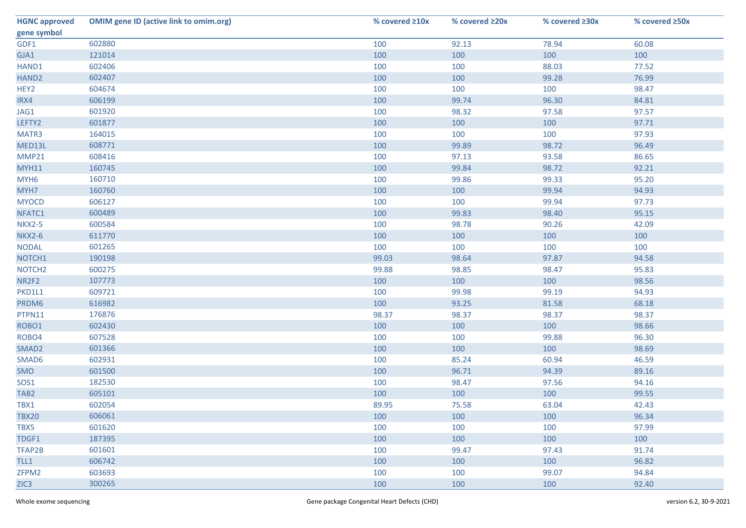| HGNC approved gene symbol | OMIM gene ID (active link to omim.org) | % covered ≥10x | % covered ≥20x | % covered ≥30x | % covered ≥50x |
|---|---|---|---|---|---|
| GDF1 | 602880 | 100 | 92.13 | 78.94 | 60.08 |
| GJA1 | 121014 | 100 | 100 | 100 | 100 |
| HAND1 | 602406 | 100 | 100 | 88.03 | 77.52 |
| HAND2 | 602407 | 100 | 100 | 99.28 | 76.99 |
| HEY2 | 604674 | 100 | 100 | 100 | 98.47 |
| IRX4 | 606199 | 100 | 99.74 | 96.30 | 84.81 |
| JAG1 | 601920 | 100 | 98.32 | 97.58 | 97.57 |
| LEFTY2 | 601877 | 100 | 100 | 100 | 97.71 |
| MATR3 | 164015 | 100 | 100 | 100 | 97.93 |
| MED13L | 608771 | 100 | 99.89 | 98.72 | 96.49 |
| MMP21 | 608416 | 100 | 97.13 | 93.58 | 86.65 |
| MYH11 | 160745 | 100 | 99.84 | 98.72 | 92.21 |
| MYH6 | 160710 | 100 | 99.86 | 99.33 | 95.20 |
| MYH7 | 160760 | 100 | 100 | 99.94 | 94.93 |
| MYOCD | 606127 | 100 | 100 | 99.94 | 97.73 |
| NFATC1 | 600489 | 100 | 99.83 | 98.40 | 95.15 |
| NKX2-5 | 600584 | 100 | 98.78 | 90.26 | 42.09 |
| NKX2-6 | 611770 | 100 | 100 | 100 | 100 |
| NODAL | 601265 | 100 | 100 | 100 | 100 |
| NOTCH1 | 190198 | 99.03 | 98.64 | 97.87 | 94.58 |
| NOTCH2 | 600275 | 99.88 | 98.85 | 98.47 | 95.83 |
| NR2F2 | 107773 | 100 | 100 | 100 | 98.56 |
| PKD1L1 | 609721 | 100 | 99.98 | 99.19 | 94.93 |
| PRDM6 | 616982 | 100 | 93.25 | 81.58 | 68.18 |
| PTPN11 | 176876 | 98.37 | 98.37 | 98.37 | 98.37 |
| ROBO1 | 602430 | 100 | 100 | 100 | 98.66 |
| ROBO4 | 607528 | 100 | 100 | 99.88 | 96.30 |
| SMAD2 | 601366 | 100 | 100 | 100 | 98.69 |
| SMAD6 | 602931 | 100 | 85.24 | 60.94 | 46.59 |
| SMO | 601500 | 100 | 96.71 | 94.39 | 89.16 |
| SOS1 | 182530 | 100 | 98.47 | 97.56 | 94.16 |
| TAB2 | 605101 | 100 | 100 | 100 | 99.55 |
| TBX1 | 602054 | 89.95 | 75.58 | 63.04 | 42.43 |
| TBX20 | 606061 | 100 | 100 | 100 | 96.34 |
| TBX5 | 601620 | 100 | 100 | 100 | 97.99 |
| TDGF1 | 187395 | 100 | 100 | 100 | 100 |
| TFAP2B | 601601 | 100 | 99.47 | 97.43 | 91.74 |
| TLL1 | 606742 | 100 | 100 | 100 | 96.82 |
| ZFPM2 | 603693 | 100 | 100 | 99.07 | 94.84 |
| ZIC3 | 300265 | 100 | 100 | 100 | 92.40 |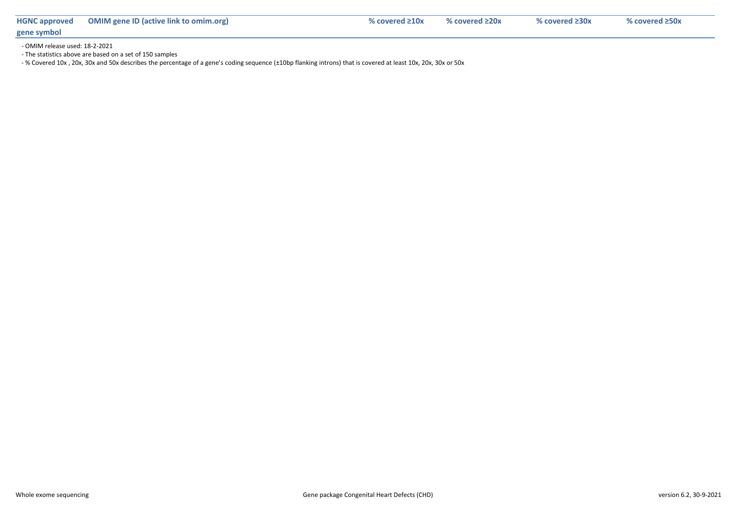| HGNC approved gene symbol | OMIM gene ID (active link to omim.org) | % covered ≥10x | % covered ≥20x | % covered ≥30x | % covered ≥50x |
|---|---|---|---|---|---|

- OMIM release used: 18-2-2021
- The statistics above are based on a set of 150 samples
- % Covered 10x , 20x, 30x and 50x describes the percentage of a gene's coding sequence (±10bp flanking introns) that is covered at least 10x, 20x, 30x or 50x